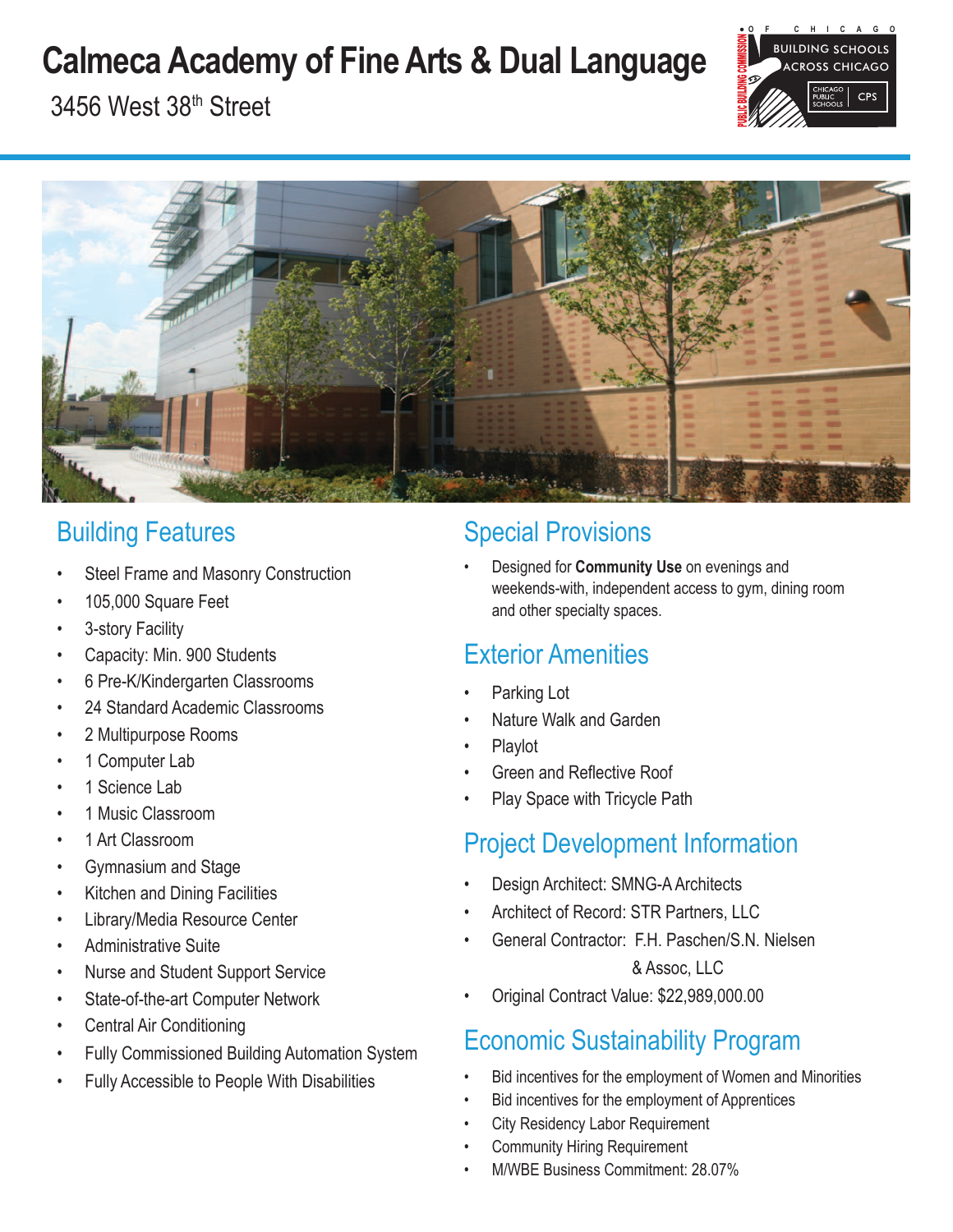# Calmeca Academy of Fine Arts & Dual Language

3456 West 38th Street

## Building Features

- Steel Frame and Masonry Construction
- 105,000 Square Feet
- 3-story Facility
- Capacity: Min. 900 Students
- 6 Pre-K/Kindergarten Classrooms
- 24 Standard Academic Classrooms
- 2 Multipurpose Rooms
- 1 Computer Lab
- 1 Science Lab
- 1 Music Classroom
- 1 Art Classroom
- Gymnasium and Stage
- Kitchen and Dining Facilities
- Library/Media Resource Center
- Administrative Suite
- Nurse and Student Support Service
- State-of-the-art Computer Network
- Central Air Conditioning
- Fully Commissioned Building Automation System
- Fully Accessible to People With Disabilities

## Special Provisions

- Designed for **Community Use** on evenings and weekends-with, independent access to gym, dining room and other specialty spaces.

## Exterior Amenities

- Parking Lot
- Nature Walk and Garden
- Playlot
- Green and Reflective Roof
- Play Space with Tricycle Path

## Project Development Information

- Design Architect: SMNG-A Architects
- Architect of Record: STR Partners, LLC
- General Contractor: F.H. Paschen/S.N. Nielsen & Assoc, LLC
- Original Contract Value: $22,989,000.00

## Economic Sustainability Program

- Bid incentives for the employment of Women and Minorities
- Bid incentives for the employment of Apprentices
- City Residency Labor Requirement
- Community Hiring Requirement
- M/WBE Business Commitment: 28.07%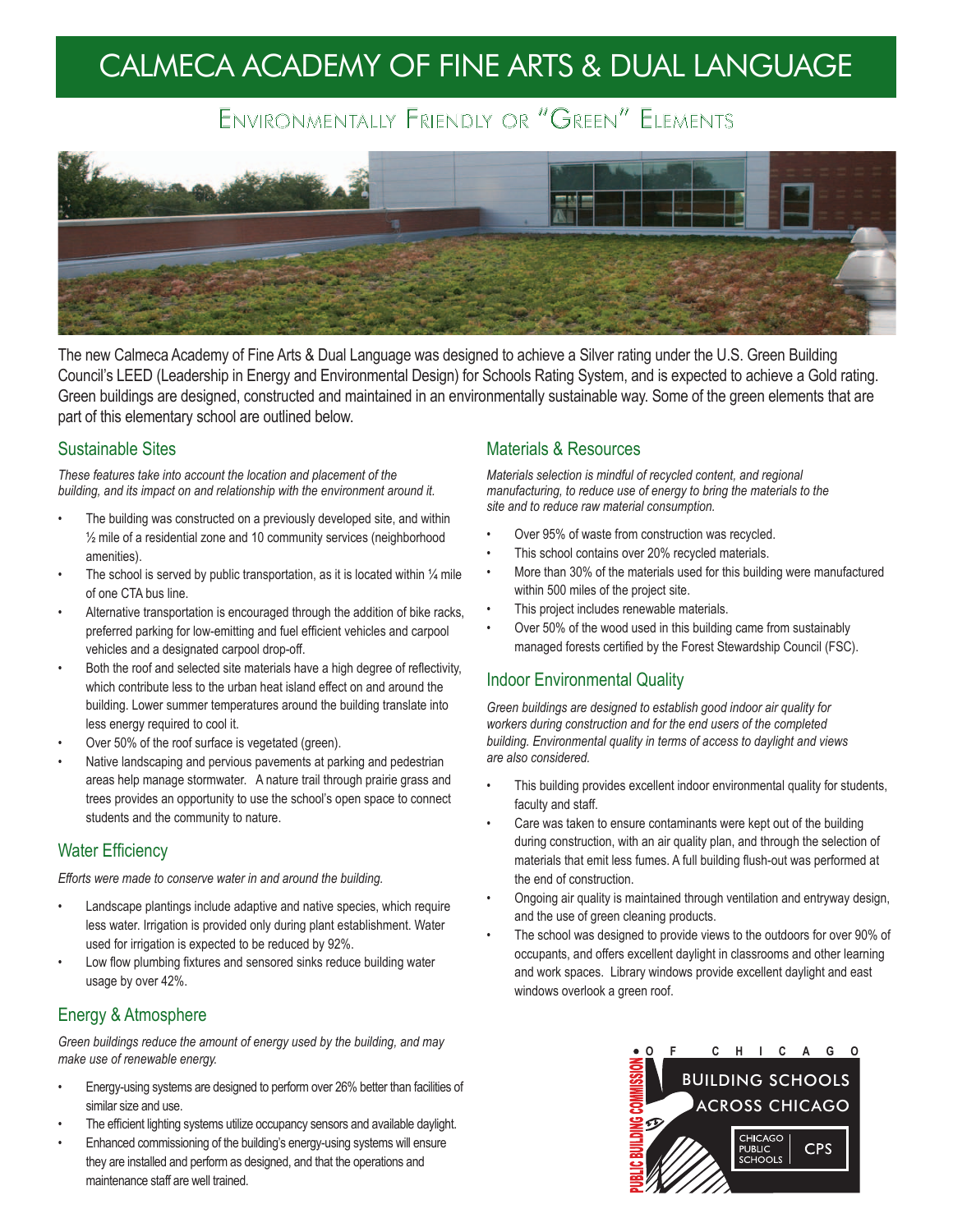# CALMECA ACADEMY OF FINE ARTS & DUAL LANGUAGE

## Environmentally Friendly or "Green" Elements

The new Calmeca Academy of Fine Arts & Dual Language was designed to achieve a Silver rating under the U.S. Green Building Council's LEED (Leadership in Energy and Environmental Design) for Schools Rating System, and is expected to achieve a Gold rating. Green buildings are designed, constructed and maintained in an environmentally sustainable way. Some of the green elements that are part of this elementary school are outlined below.

### Sustainable Sites

*These features take into account the location and placement of the building, and its impact on and relationship with the environment around it.*

- The building was constructed on a previously developed site, and within ½ mile of a residential zone and 10 community services (neighborhood amenities).
- The school is served by public transportation, as it is located within ¼ mile of one CTA bus line.
- Alternative transportation is encouraged through the addition of bike racks, preferred parking for low-emitting and fuel efficient vehicles and carpool vehicles and a designated carpool drop-off.
- Both the roof and selected site materials have a high degree of reflectivity, which contribute less to the urban heat island effect on and around the building. Lower summer temperatures around the building translate into less energy required to cool it.
- Over 50% of the roof surface is vegetated (green).
- Native landscaping and pervious pavements at parking and pedestrian areas help manage stormwater. A nature trail through prairie grass and trees provides an opportunity to use the school's open space to connect students and the community to nature.

### Water Efficiency

*Efforts were made to conserve water in and around the building.*

- Landscape plantings include adaptive and native species, which require less water. Irrigation is provided only during plant establishment. Water used for irrigation is expected to be reduced by 92%.
- Low flow plumbing fixtures and sensored sinks reduce building water usage by over 42%.

### Energy & Atmosphere

*Green buildings reduce the amount of energy used by the building, and may make use of renewable energy.*

- Energy-using systems are designed to perform over 26% better than facilities of similar size and use.
- The efficient lighting systems utilize occupancy sensors and available daylight.
- Enhanced commissioning of the building's energy-using systems will ensure they are installed and perform as designed, and that the operations and maintenance staff are well trained.

### Materials & Resources

*Materials selection is mindful of recycled content, and regional manufacturing, to reduce use of energy to bring the materials to the site and to reduce raw material consumption.*

- Over 95% of waste from construction was recycled.
- This school contains over 20% recycled materials.
- More than 30% of the materials used for this building were manufactured within 500 miles of the project site.
- This project includes renewable materials.
- Over 50% of the wood used in this building came from sustainably managed forests certified by the Forest Stewardship Council (FSC).

### Indoor Environmental Quality

*Green buildings are designed to establish good indoor air quality for workers during construction and for the end users of the completed building. Environmental quality in terms of access to daylight and views are also considered.*

- This building provides excellent indoor environmental quality for students, faculty and staff.
- Care was taken to ensure contaminants were kept out of the building during construction, with an air quality plan, and through the selection of materials that emit less fumes. A full building flush-out was performed at the end of construction.
- Ongoing air quality is maintained through ventilation and entryway design, and the use of green cleaning products.
- The school was designed to provide views to the outdoors for over 90% of occupants, and offers excellent daylight in classrooms and other learning and work spaces. Library windows provide excellent daylight and east windows overlook a green roof.

PUBLIC BUILDING COMMISSION OF CHICAGO

BUILDING SCHOOLS ACROSS CHICAGO

CHICAGO PUBLIC SCHOOLS CPS